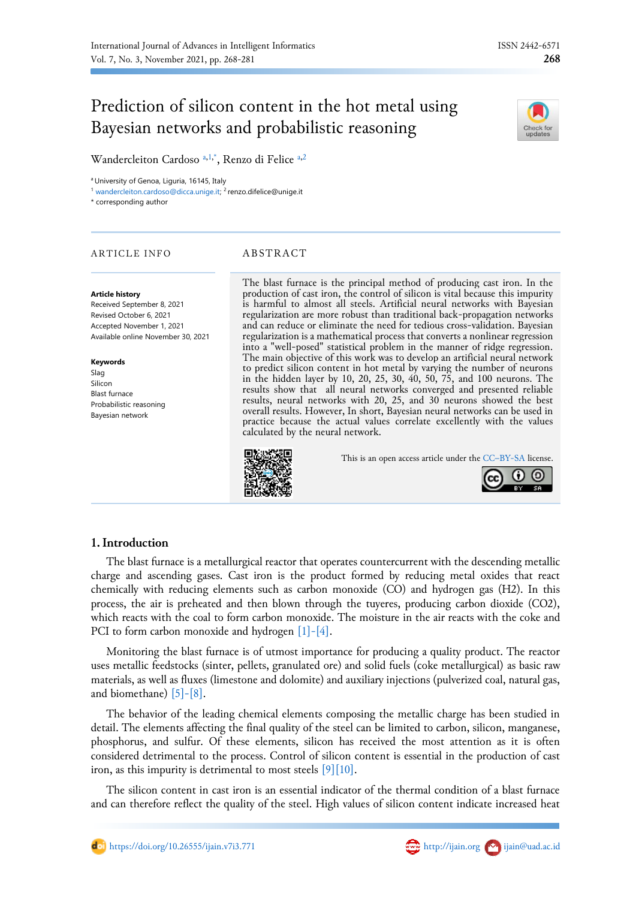# Prediction of silicon content in the hot metal using Bayesian networks and probabilistic reasoning

Wandercleiton Cardoso [a,1,*], Renzo di Felice [a,2]

[a] University of Genoa, Liguria, 16145, Italy

[1] wandercleiton.cardoso@dicca.unige.it; [2] renzo.difelice@unige.it

* corresponding author

## ARTICLE INFO

**Article history**

Received September 8, 2021

Revised October 6, 2021

Accepted November 1, 2021

Available online November 30, 2021

**Keywords**

Slag

Silicon

Blast furnace

Probabilistic reasoning

Bayesian network

## ABSTRACT

The blast furnace is the principal method of producing cast iron. In the production of cast iron, the control of silicon is vital because this impurity is harmful to almost all steels. Artificial neural networks with Bayesian regularization are more robust than traditional back-propagation networks and can reduce or eliminate the need for tedious cross-validation. Bayesian regularization is a mathematical process that converts a nonlinear regression into a "well-posed" statistical problem in the manner of ridge regression. The main objective of this work was to develop an artificial neural network to predict silicon content in hot metal by varying the number of neurons in the hidden layer by 10, 20, 25, 30, 40, 50, 75, and 100 neurons. The results show that all neural networks converged and presented reliable results, neural networks with 20, 25, and 30 neurons showed the best overall results. However, In short, Bayesian neural networks can be used in practice because the actual values correlate excellently with the values calculated by the neural network.

This is an open access article under the CC–BY-SA license.

## 1. Introduction

The blast furnace is a metallurgical reactor that operates countercurrent with the descending metallic charge and ascending gases. Cast iron is the product formed by reducing metal oxides that react chemically with reducing elements such as carbon monoxide (CO) and hydrogen gas (H2). In this process, the air is preheated and then blown through the tuyeres, producing carbon dioxide (CO2), which reacts with the coal to form carbon monoxide. The moisture in the air reacts with the coke and PCI to form carbon monoxide and hydrogen [1]-[4].

Monitoring the blast furnace is of utmost importance for producing a quality product. The reactor uses metallic feedstocks (sinter, pellets, granulated ore) and solid fuels (coke metallurgical) as basic raw materials, as well as fluxes (limestone and dolomite) and auxiliary injections (pulverized coal, natural gas, and biomethane) [5]-[8].

The behavior of the leading chemical elements composing the metallic charge has been studied in detail. The elements affecting the final quality of the steel can be limited to carbon, silicon, manganese, phosphorus, and sulfur. Of these elements, silicon has received the most attention as it is often considered detrimental to the process. Control of silicon content is essential in the production of cast iron, as this impurity is detrimental to most steels [9][10].

The silicon content in cast iron is an essential indicator of the thermal condition of a blast furnace and can therefore reflect the quality of the steel. High values of silicon content indicate increased heat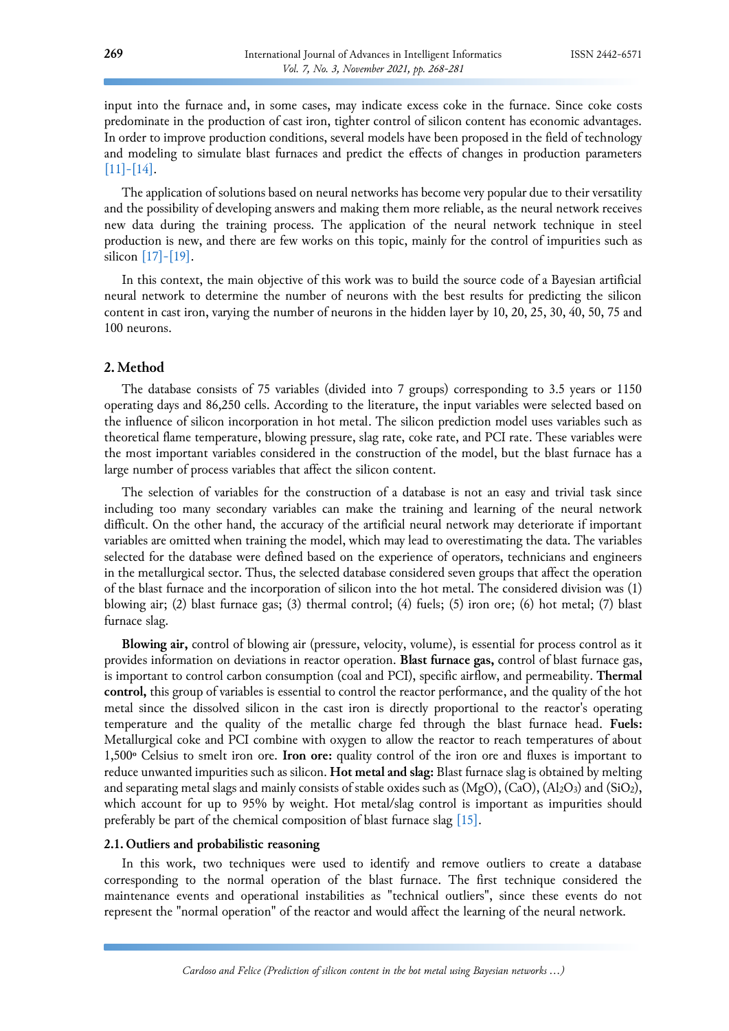input into the furnace and, in some cases, may indicate excess coke in the furnace. Since coke costs predominate in the production of cast iron, tighter control of silicon content has economic advantages. In order to improve production conditions, several models have been proposed in the field of technology and modeling to simulate blast furnaces and predict the effects of changes in production parameters [11]-[14].

The application of solutions based on neural networks has become very popular due to their versatility and the possibility of developing answers and making them more reliable, as the neural network receives new data during the training process. The application of the neural network technique in steel production is new, and there are few works on this topic, mainly for the control of impurities such as silicon [17]-[19].

In this context, the main objective of this work was to build the source code of a Bayesian artificial neural network to determine the number of neurons with the best results for predicting the silicon content in cast iron, varying the number of neurons in the hidden layer by 10, 20, 25, 30, 40, 50, 75 and 100 neurons.

## 2. Method

The database consists of 75 variables (divided into 7 groups) corresponding to 3.5 years or 1150 operating days and 86,250 cells. According to the literature, the input variables were selected based on the influence of silicon incorporation in hot metal. The silicon prediction model uses variables such as theoretical flame temperature, blowing pressure, slag rate, coke rate, and PCI rate. These variables were the most important variables considered in the construction of the model, but the blast furnace has a large number of process variables that affect the silicon content.

The selection of variables for the construction of a database is not an easy and trivial task since including too many secondary variables can make the training and learning of the neural network difficult. On the other hand, the accuracy of the artificial neural network may deteriorate if important variables are omitted when training the model, which may lead to overestimating the data. The variables selected for the database were defined based on the experience of operators, technicians and engineers in the metallurgical sector. Thus, the selected database considered seven groups that affect the operation of the blast furnace and the incorporation of silicon into the hot metal. The considered division was (1) blowing air; (2) blast furnace gas; (3) thermal control; (4) fuels; (5) iron ore; (6) hot metal; (7) blast furnace slag.

**Blowing air,** control of blowing air (pressure, velocity, volume), is essential for process control as it provides information on deviations in reactor operation. **Blast furnace gas,** control of blast furnace gas, is important to control carbon consumption (coal and PCI), specific airflow, and permeability. **Thermal control,** this group of variables is essential to control the reactor performance, and the quality of the hot metal since the dissolved silicon in the cast iron is directly proportional to the reactor's operating temperature and the quality of the metallic charge fed through the blast furnace head. **Fuels:** Metallurgical coke and PCI combine with oxygen to allow the reactor to reach temperatures of about 1,500º Celsius to smelt iron ore. **Iron ore:** quality control of the iron ore and fluxes is important to reduce unwanted impurities such as silicon. **Hot metal and slag:** Blast furnace slag is obtained by melting and separating metal slags and mainly consists of stable oxides such as ($MgO$), ($CaO$), ($Al_2O_3$) and ($SiO_2$), which account for up to 95% by weight. Hot metal/slag control is important as impurities should preferably be part of the chemical composition of blast furnace slag [15].

### 2.1. Outliers and probabilistic reasoning

In this work, two techniques were used to identify and remove outliers to create a database corresponding to the normal operation of the blast furnace. The first technique considered the maintenance events and operational instabilities as "technical outliers", since these events do not represent the "normal operation" of the reactor and would affect the learning of the neural network.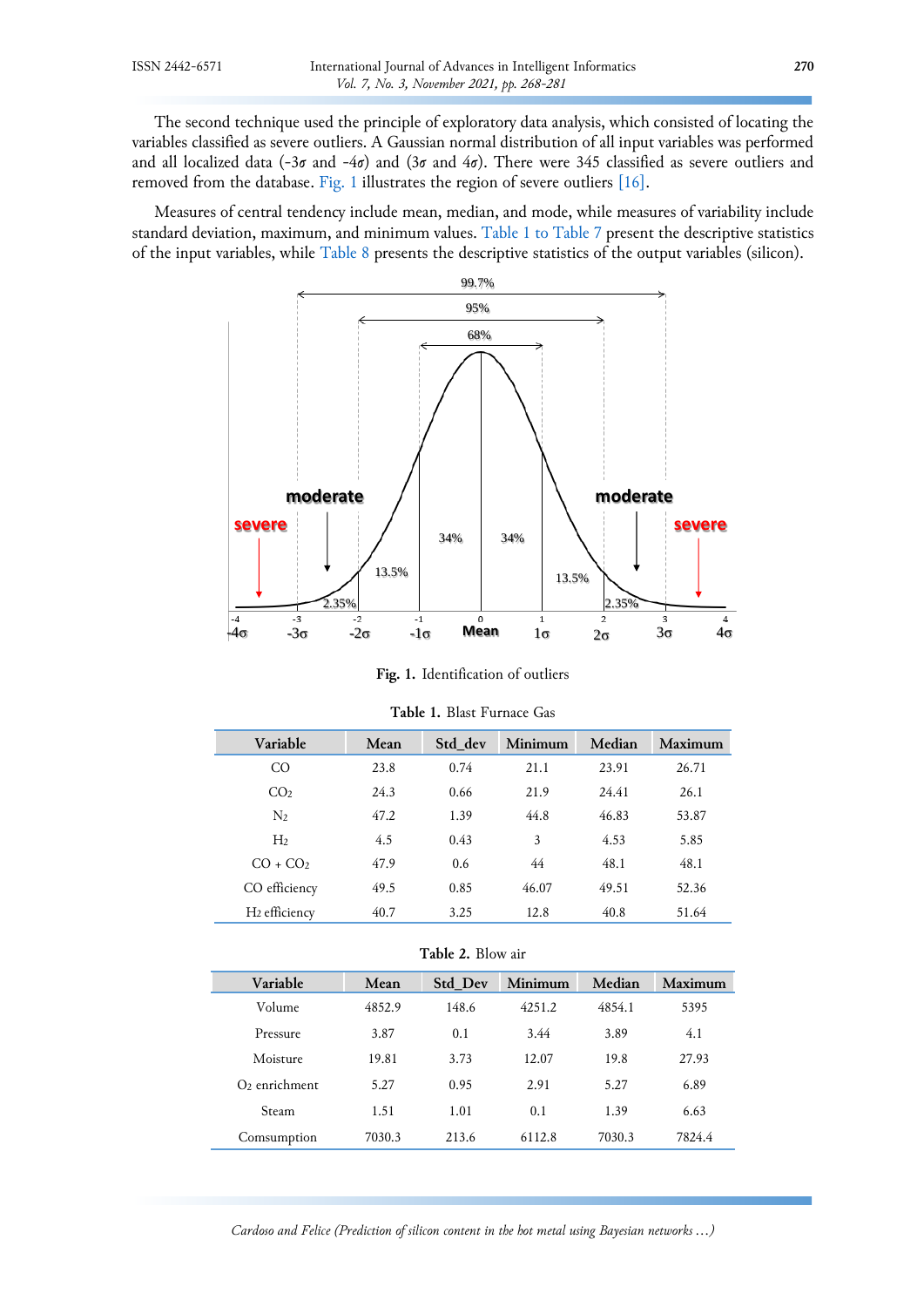The second technique used the principle of exploratory data analysis, which consisted of locating the variables classified as severe outliers. A Gaussian normal distribution of all input variables was performed and all localized data ($-3\sigma$ and $-4\sigma$) and ($3\sigma$ and $4\sigma$). There were 345 classified as severe outliers and removed from the database. Fig. 1 illustrates the region of severe outliers [16].

Measures of central tendency include mean, median, and mode, while measures of variability include standard deviation, maximum, and minimum values. Table 1 to Table 7 present the descriptive statistics of the input variables, while Table 8 presents the descriptive statistics of the output variables (silicon).

**Fig. 1.** Identification of outliers

**Table 1.** Blast Furnace Gas

| Variable | Mean | Std_dev | Minimum | Median | Maximum |
|---|---|---|---|---|---|
| CO | 23.8 | 0.74 | 21.1 | 23.91 | 26.71 |
| $CO_2$ | 24.3 | 0.66 | 21.9 | 24.41 | 26.1 |
| $N_2$ | 47.2 | 1.39 | 44.8 | 46.83 | 53.87 |
| $H_2$ | 4.5 | 0.43 | 3 | 4.53 | 5.85 |
| $CO + CO_2$ | 47.9 | 0.6 | 44 | 48.1 | 48.1 |
| CO efficiency | 49.5 | 0.85 | 46.07 | 49.51 | 52.36 |
| $H_2$ efficiency | 40.7 | 3.25 | 12.8 | 40.8 | 51.64 |

**Table 2.** Blow air

| Variable | Mean | Std_Dev | Minimum | Median | Maximum |
|---|---|---|---|---|---|
| Volume | 4852.9 | 148.6 | 4251.2 | 4854.1 | 5395 |
| Pressure | 3.87 | 0.1 | 3.44 | 3.89 | 4.1 |
| Moisture | 19.81 | 3.73 | 12.07 | 19.8 | 27.93 |
| $O_2$ enrichment | 5.27 | 0.95 | 2.91 | 5.27 | 6.89 |
| Steam | 1.51 | 1.01 | 0.1 | 1.39 | 6.63 |
| Comsumption | 7030.3 | 213.6 | 6112.8 | 7030.3 | 7824.4 |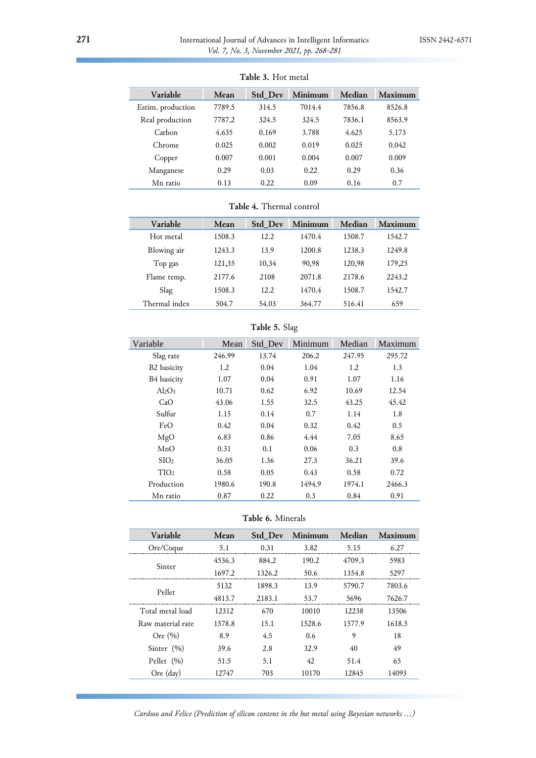**Table 3.** Hot metal

| Variable | Mean | Std_Dev | Minimum | Median | Maximum |
|---|---|---|---|---|---|
| Estim. production | 7789.5 | 314.5 | 7014.4 | 7856.8 | 8526.8 |
| Real production | 7787.2 | 324.5 | 324.5 | 7836.1 | 8563.9 |
| Carbon | 4.635 | 0.169 | 3.788 | 4.625 | 5.173 |
| Chrome | 0.025 | 0.002 | 0.019 | 0.025 | 0.042 |
| Copper | 0.007 | 0.001 | 0.004 | 0.007 | 0.009 |
| Manganese | 0.29 | 0.03 | 0.22 | 0.29 | 0.36 |
| Mn ratio | 0.13 | 0.22 | 0.09 | 0.16 | 0.7 |

**Table 4.** Thermal control

| Variable | Mean | Std_Dev | Minimum | Median | Maximum |
|---|---|---|---|---|---|
| Hot metal | 1508.3 | 12.2 | 1470.4 | 1508.7 | 1542.7 |
| Blowing air | 1243.3 | 13.9 | 1200.8 | 1238.3 | 1249.8 |
| Top gas | 121,35 | 10,34 | 90,98 | 120,98 | 179,25 |
| Flame temp. | 2177.6 | 2108 | 2071.8 | 2178.6 | 2243.2 |
| Slag | 1508.3 | 12.2 | 1470.4 | 1508.7 | 1542.7 |
| Thermal index | 504.7 | 54.03 | 364.77 | 516.41 | 659 |

**Table 5.** Slag

| Variable | Mean | Std_Dev | Minimum | Median | Maximum |
|---|---|---|---|---|---|
| Slag rate | 246.99 | 13.74 | 206.2 | 247.95 | 295.72 |
| B2 basicity | 1.2 | 0.04 | 1.04 | 1.2 | 1.3 |
| B4 basicity | 1.07 | 0.04 | 0.91 | 1.07 | 1.16 |
| $Al_2O_3$ | 10.71 | 0.62 | 6.92 | 10.69 | 12.54 |
| CaO | 43.06 | 1.55 | 32.5 | 43.25 | 45.42 |
| Sulfur | 1.15 | 0.14 | 0.7 | 1.14 | 1.8 |
| FeO | 0.42 | 0.04 | 0.32 | 0.42 | 0.5 |
| MgO | 6.83 | 0.86 | 4.44 | 7.05 | 8.65 |
| MnO | 0.31 | 0.1 | 0.06 | 0.3 | 0.8 |
| $SIO_2$ | 36.05 | 1.36 | 27.3 | 36.21 | 39.6 |
| $TIO_2$ | 0.58 | 0.05 | 0.43 | 0.58 | 0.72 |
| Production | 1980.6 | 190.8 | 1494.9 | 1974.1 | 2466.3 |
| Mn ratio | 0.87 | 0.22 | 0.3 | 0.84 | 0.91 |

**Table 6.** Minerals

| Variable | Mean | Std_Dev | Minimum | Median | Maximum |
|---|---|---|---|---|---|
| Ore/Coque | 5.1 | 0.31 | 3.82 | 5.15 | 6.27 |
| Sinter | 4536.3 | 884.2 | 190.2 | 4709.3 | 5983 |
| | 1697.2 | 1326.2 | 50.6 | 1354.8 | 5297 |
| Pellet | 5132 | 1898.3 | 13.9 | 5790.7 | 7803.6 |
| | 4813.7 | 2183.1 | 53.7 | 5696 | 7626.7 |
| Total metal load | 12312 | 670 | 10010 | 12238 | 13506 |
| Raw material rate | 1578.8 | 15.1 | 1528.6 | 1577.9 | 1618.5 |
| Ore (%) | 8.9 | 4.5 | 0.6 | 9 | 18 |
| Sinter (%) | 39.6 | 2.8 | 32.9 | 40 | 49 |
| Pellet (%) | 51.5 | 5.1 | 42 | 51.4 | 65 |
| Ore (day) | 12747 | 703 | 10170 | 12845 | 14093 |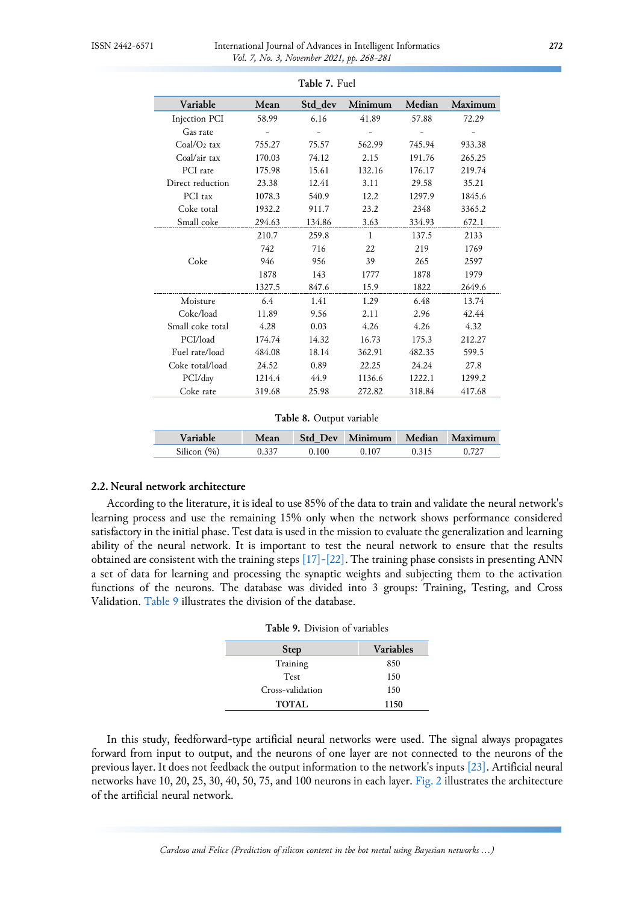**Table 7.** Fuel

| Variable | Mean | Std_dev | Minimum | Median | Maximum |
|---|---|---|---|---|---|
| Injection PCI | 58.99 | 6.16 | 41.89 | 57.88 | 72.29 |
| Gas rate | - | - | - | - | - |
| Coal/$O_2$ tax | 755.27 | 75.57 | 562.99 | 745.94 | 933.38 |
| Coal/air tax | 170.03 | 74.12 | 2.15 | 191.76 | 265.25 |
| PCI rate | 175.98 | 15.61 | 132.16 | 176.17 | 219.74 |
| Direct reduction | 23.38 | 12.41 | 3.11 | 29.58 | 35.21 |
| PCI tax | 1078.3 | 540.9 | 12.2 | 1297.9 | 1845.6 |
| Coke total | 1932.2 | 911.7 | 23.2 | 2348 | 3365.2 |
| Small coke | 294.63 | 134.86 | 3.63 | 334.93 | 672.1 |
| Coke | 210.7 | 259.8 | 1 | 137.5 | 2133 |
| | 742 | 716 | 22 | 219 | 1769 |
| | 946 | 956 | 39 | 265 | 2597 |
| | 1878 | 143 | 1777 | 1878 | 1979 |
| | 1327.5 | 847.6 | 15.9 | 1822 | 2649.6 |
| Moisture | 6.4 | 1.41 | 1.29 | 6.48 | 13.74 |
| Coke/load | 11.89 | 9.56 | 2.11 | 2.96 | 42.44 |
| Small coke total | 4.28 | 0.03 | 4.26 | 4.26 | 4.32 |
| PCI/load | 174.74 | 14.32 | 16.73 | 175.3 | 212.27 |
| Fuel rate/load | 484.08 | 18.14 | 362.91 | 482.35 | 599.5 |
| Coke total/load | 24.52 | 0.89 | 22.25 | 24.24 | 27.8 |
| PCI/day | 1214.4 | 44.9 | 1136.6 | 1222.1 | 1299.2 |
| Coke rate | 319.68 | 25.98 | 272.82 | 318.84 | 417.68 |

**Table 8.** Output variable

| Variable | Mean | Std_Dev | Minimum | Median | Maximum |
|---|---|---|---|---|---|
| Silicon (%) | 0.337 | 0.100 | 0.107 | 0.315 | 0.727 |

## 2.2. Neural network architecture

According to the literature, it is ideal to use 85% of the data to train and validate the neural network's learning process and use the remaining 15% only when the network shows performance considered satisfactory in the initial phase. Test data is used in the mission to evaluate the generalization and learning ability of the neural network. It is important to test the neural network to ensure that the results obtained are consistent with the training steps [17]-[22]. The training phase consists in presenting ANN a set of data for learning and processing the synaptic weights and subjecting them to the activation functions of the neurons. The database was divided into 3 groups: Training, Testing, and Cross Validation. Table 9 illustrates the division of the database.

**Table 9.** Division of variables

| Step | Variables |
|---|---|
| Training | 850 |
| Test | 150 |
| Cross-validation | 150 |
| **TOTAL** | **1150** |

In this study, feedforward-type artificial neural networks were used. The signal always propagates forward from input to output, and the neurons of one layer are not connected to the neurons of the previous layer. It does not feedback the output information to the network's inputs [23]. Artificial neural networks have 10, 20, 25, 30, 40, 50, 75, and 100 neurons in each layer. Fig. 2 illustrates the architecture of the artificial neural network.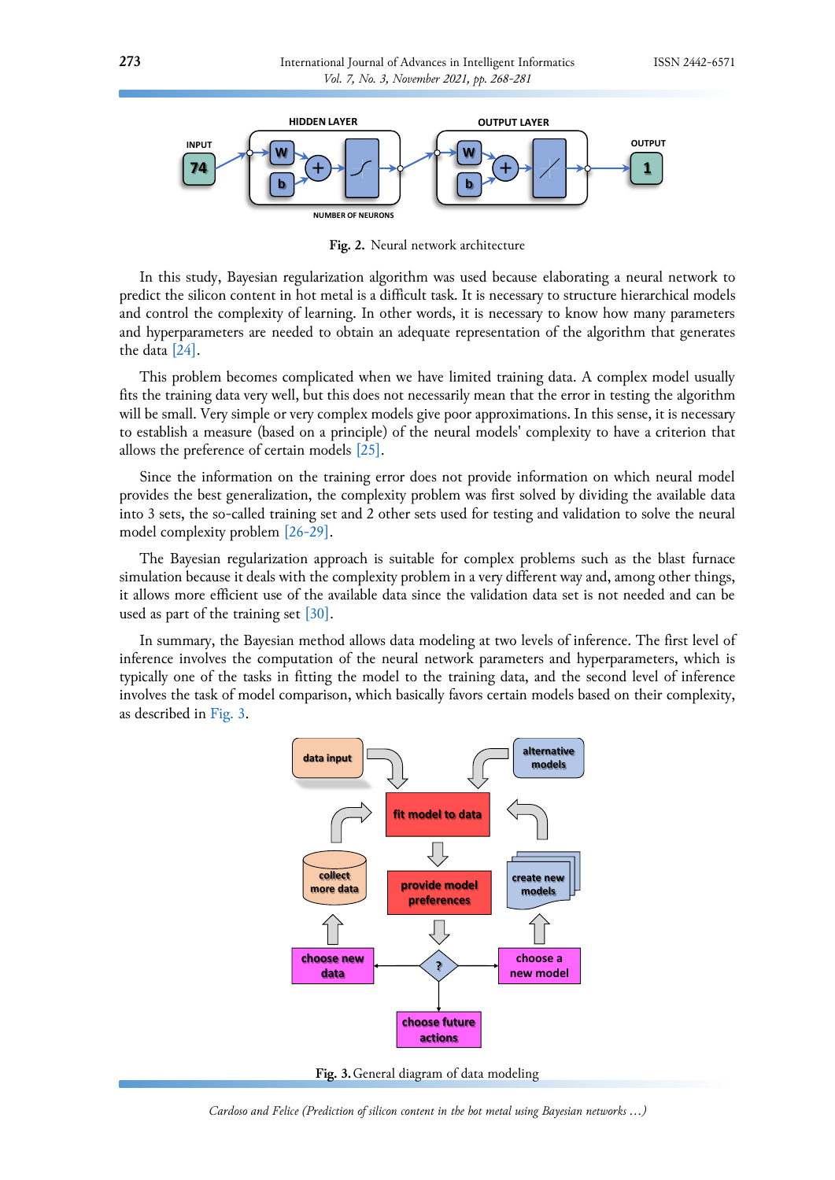Fig. 2. Neural network architecture

In this study, Bayesian regularization algorithm was used because elaborating a neural network to predict the silicon content in hot metal is a difficult task. It is necessary to structure hierarchical models and control the complexity of learning. In other words, it is necessary to know how many parameters and hyperparameters are needed to obtain an adequate representation of the algorithm that generates the data [24].

This problem becomes complicated when we have limited training data. A complex model usually fits the training data very well, but this does not necessarily mean that the error in testing the algorithm will be small. Very simple or very complex models give poor approximations. In this sense, it is necessary to establish a measure (based on a principle) of the neural models' complexity to have a criterion that allows the preference of certain models [25].

Since the information on the training error does not provide information on which neural model provides the best generalization, the complexity problem was first solved by dividing the available data into 3 sets, the so-called training set and 2 other sets used for testing and validation to solve the neural model complexity problem [26-29].

The Bayesian regularization approach is suitable for complex problems such as the blast furnace simulation because it deals with the complexity problem in a very different way and, among other things, it allows more efficient use of the available data since the validation data set is not needed and can be used as part of the training set [30].

In summary, the Bayesian method allows data modeling at two levels of inference. The first level of inference involves the computation of the neural network parameters and hyperparameters, which is typically one of the tasks in fitting the model to the training data, and the second level of inference involves the task of model comparison, which basically favors certain models based on their complexity, as described in Fig. 3.

Fig. 3. General diagram of data modeling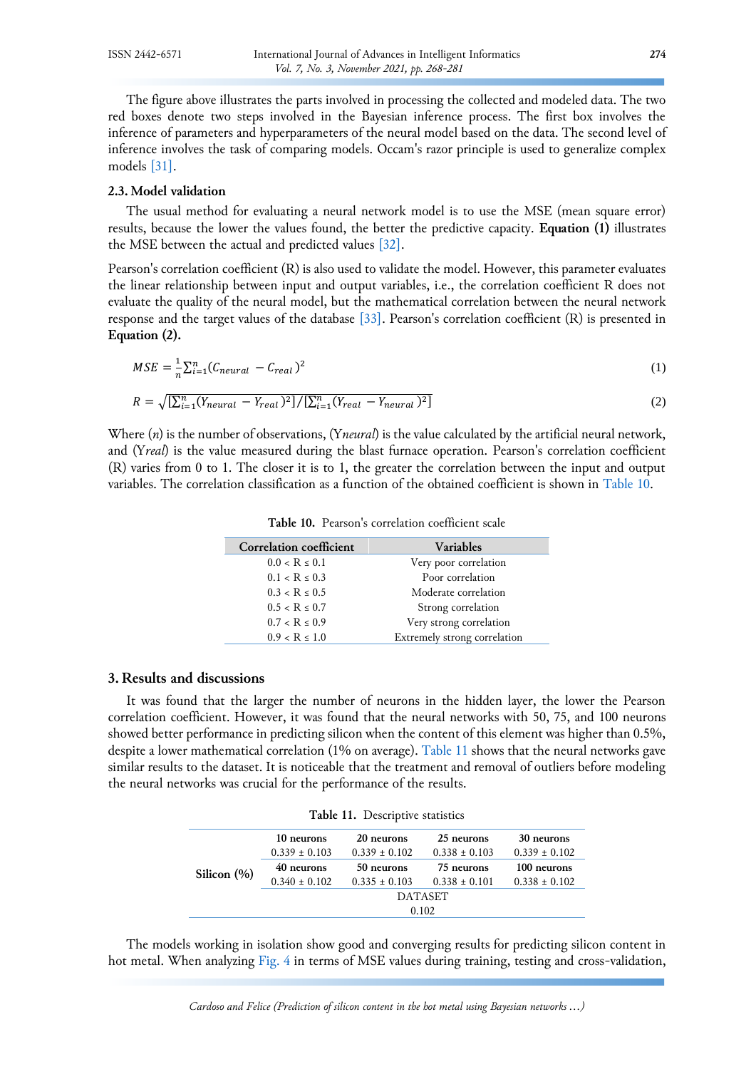The figure above illustrates the parts involved in processing the collected and modeled data. The two red boxes denote two steps involved in the Bayesian inference process. The first box involves the inference of parameters and hyperparameters of the neural model based on the data. The second level of inference involves the task of comparing models. Occam's razor principle is used to generalize complex models [31].

### 2.3. Model validation

The usual method for evaluating a neural network model is to use the MSE (mean square error) results, because the lower the values found, the better the predictive capacity. **Equation (1)** illustrates the MSE between the actual and predicted values [32].

Pearson's correlation coefficient (R) is also used to validate the model. However, this parameter evaluates the linear relationship between input and output variables, i.e., the correlation coefficient R does not evaluate the quality of the neural model, but the mathematical correlation between the neural network response and the target values of the database [33]. Pearson's correlation coefficient (R) is presented in **Equation (2).**

$$MSE = \frac{1}{n}\sum_{i=1}^{n}(C_{neural} - C_{real})^2 \tag{1}$$

$$R = \sqrt{[\sum_{i=1}^{n}(Y_{neural} - Y_{real})^2]/[\sum_{i=1}^{n}(Y_{real} - Y_{neural})^2]} \tag{2}$$

Where ($n$) is the number of observations, ($Y_{neural}$) is the value calculated by the artificial neural network, and ($Y_{real}$) is the value measured during the blast furnace operation. Pearson's correlation coefficient (R) varies from 0 to 1. The closer it is to 1, the greater the correlation between the input and output variables. The correlation classification as a function of the obtained coefficient is shown in Table 10.

**Table 10.** Pearson's correlation coefficient scale

| Correlation coefficient | Variables |
|---|---|
| 0.0 < R ≤ 0.1 | Very poor correlation |
| 0.1 < R ≤ 0.3 | Poor correlation |
| 0.3 < R ≤ 0.5 | Moderate correlation |
| 0.5 < R ≤ 0.7 | Strong correlation |
| 0.7 < R ≤ 0.9 | Very strong correlation |
| 0.9 < R ≤ 1.0 | Extremely strong correlation |

## 3. Results and discussions

It was found that the larger the number of neurons in the hidden layer, the lower the Pearson correlation coefficient. However, it was found that the neural networks with 50, 75, and 100 neurons showed better performance in predicting silicon when the content of this element was higher than 0.5%, despite a lower mathematical correlation (1% on average). Table 11 shows that the neural networks gave similar results to the dataset. It is noticeable that the treatment and removal of outliers before modeling the neural networks was crucial for the performance of the results.

**Table 11.** Descriptive statistics

| | | | | |
|---|---|---|---|---|
| **Silicon (%)** | **10 neurons** | **20 neurons** | **25 neurons** | **30 neurons** |
| | 0.339 ± 0.103 | 0.339 ± 0.102 | 0.338 ± 0.103 | 0.339 ± 0.102 |
| | **40 neurons** | **50 neurons** | **75 neurons** | **100 neurons** |
| | 0.340 ± 0.102 | 0.335 ± 0.103 | 0.338 ± 0.101 | 0.338 ± 0.102 |
| | DATASET | | | |
| | 0.102 | | | |

The models working in isolation show good and converging results for predicting silicon content in hot metal. When analyzing Fig. 4 in terms of MSE values during training, testing and cross-validation,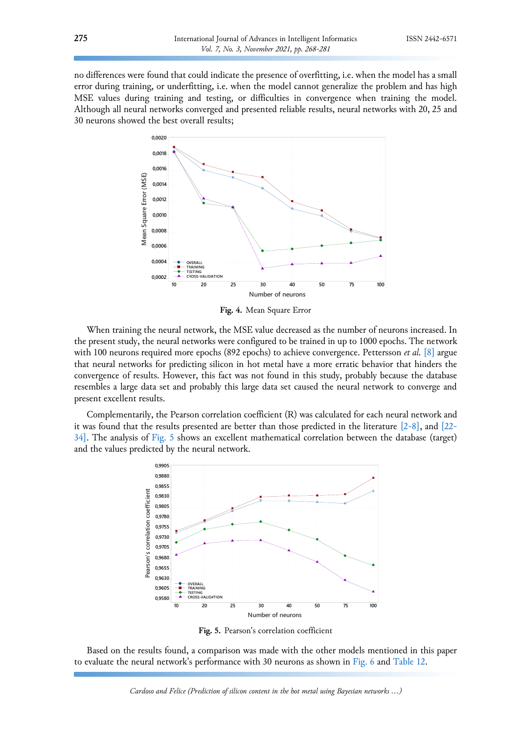no differences were found that could indicate the presence of overfitting, i.e. when the model has a small error during training, or underfitting, i.e. when the model cannot generalize the problem and has high MSE values during training and testing, or difficulties in convergence when training the model. Although all neural networks converged and presented reliable results, neural networks with 20, 25 and 30 neurons showed the best overall results;

**Fig. 4.** Mean Square Error

When training the neural network, the MSE value decreased as the number of neurons increased. In the present study, the neural networks were configured to be trained in up to 1000 epochs. The network with 100 neurons required more epochs (892 epochs) to achieve convergence. Pettersson *et al.* [8] argue that neural networks for predicting silicon in hot metal have a more erratic behavior that hinders the convergence of results. However, this fact was not found in this study, probably because the database resembles a large data set and probably this large data set caused the neural network to converge and present excellent results.

Complementarily, the Pearson correlation coefficient (R) was calculated for each neural network and it was found that the results presented are better than those predicted in the literature [2-8], and [22-34]. The analysis of Fig. 5 shows an excellent mathematical correlation between the database (target) and the values predicted by the neural network.

**Fig. 5.** Pearson's correlation coefficient

Based on the results found, a comparison was made with the other models mentioned in this paper to evaluate the neural network's performance with 30 neurons as shown in Fig. 6 and Table 12.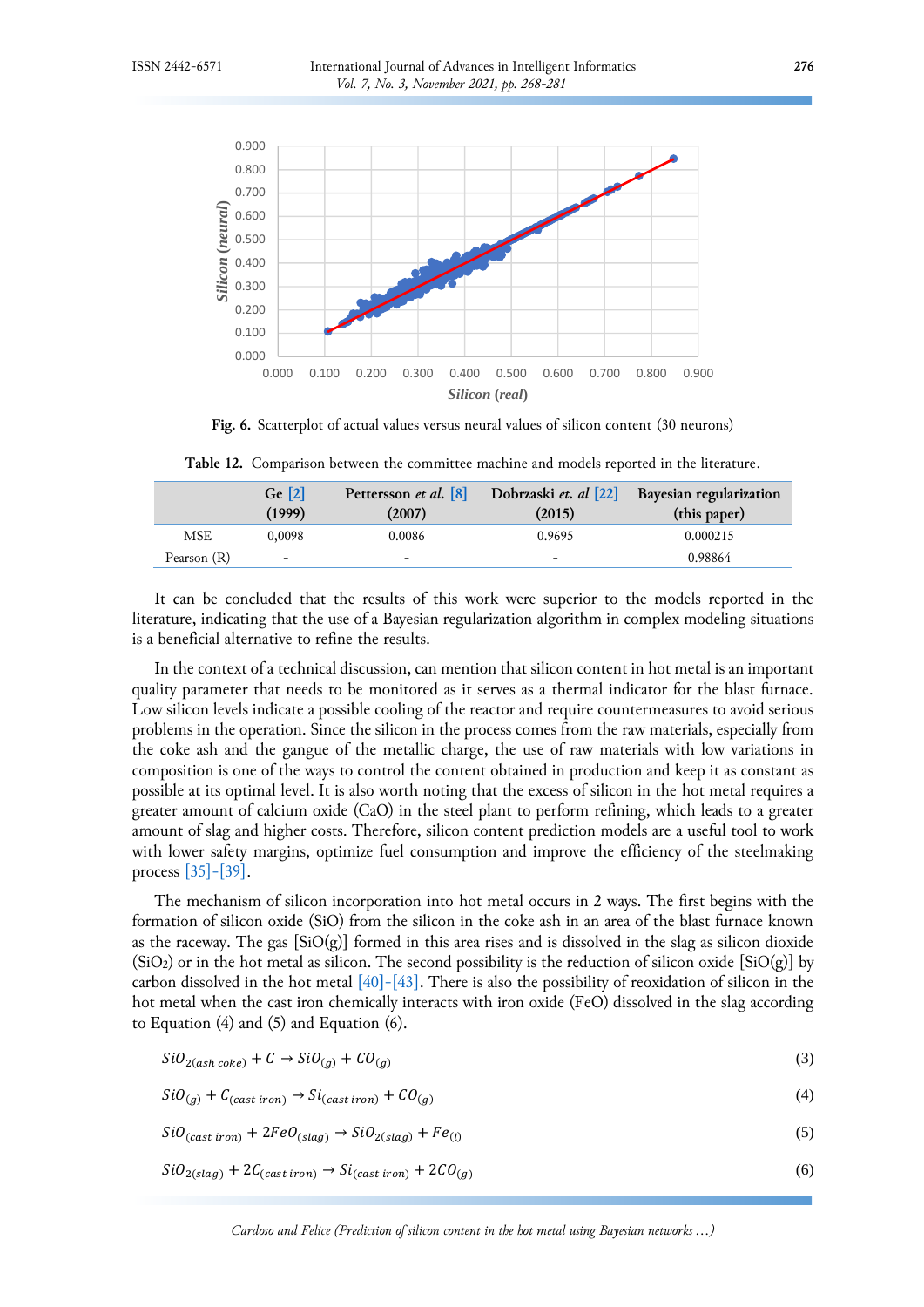Fig. 6. Scatterplot of actual values versus neural values of silicon content (30 neurons)

Table 12. Comparison between the committee machine and models reported in the literature.

| | Ge [2] (1999) | Pettersson *et al.* [8] (2007) | Dobrzaski *et. al* [22] (2015) | Bayesian regularization (this paper) |
|---|---|---|---|---|
| MSE | 0,0098 | 0.0086 | 0.9695 | 0.000215 |
| Pearson (R) | - | - | - | 0.98864 |

It can be concluded that the results of this work were superior to the models reported in the literature, indicating that the use of a Bayesian regularization algorithm in complex modeling situations is a beneficial alternative to refine the results.

In the context of a technical discussion, can mention that silicon content in hot metal is an important quality parameter that needs to be monitored as it serves as a thermal indicator for the blast furnace. Low silicon levels indicate a possible cooling of the reactor and require countermeasures to avoid serious problems in the operation. Since the silicon in the process comes from the raw materials, especially from the coke ash and the gangue of the metallic charge, the use of raw materials with low variations in composition is one of the ways to control the content obtained in production and keep it as constant as possible at its optimal level. It is also worth noting that the excess of silicon in the hot metal requires a greater amount of calcium oxide (CaO) in the steel plant to perform refining, which leads to a greater amount of slag and higher costs. Therefore, silicon content prediction models are a useful tool to work with lower safety margins, optimize fuel consumption and improve the efficiency of the steelmaking process [35]-[39].

The mechanism of silicon incorporation into hot metal occurs in 2 ways. The first begins with the formation of silicon oxide (SiO) from the silicon in the coke ash in an area of the blast furnace known as the raceway. The gas [SiO(g)] formed in this area rises and is dissolved in the slag as silicon dioxide ($SiO_2$) or in the hot metal as silicon. The second possibility is the reduction of silicon oxide [SiO(g)] by carbon dissolved in the hot metal [40]-[43]. There is also the possibility of reoxidation of silicon in the hot metal when the cast iron chemically interacts with iron oxide (FeO) dissolved in the slag according to Equation (4) and (5) and Equation (6).

$$SiO_{2(ash\ coke)} + C \rightarrow SiO_{(g)} + CO_{(g)} \tag{3}$$

$$SiO_{(g)} + C_{(cast\ iron)} \rightarrow Si_{(cast\ iron)} + CO_{(g)} \tag{4}$$

$$SiO_{(cast\ iron)} + 2FeO_{(slag)} \rightarrow SiO_{2(slag)} + Fe_{(l)} \tag{5}$$

$$SiO_{2(slag)} + 2C_{(cast\ iron)} \rightarrow Si_{(cast\ iron)} + 2CO_{(g)} \tag{6}$$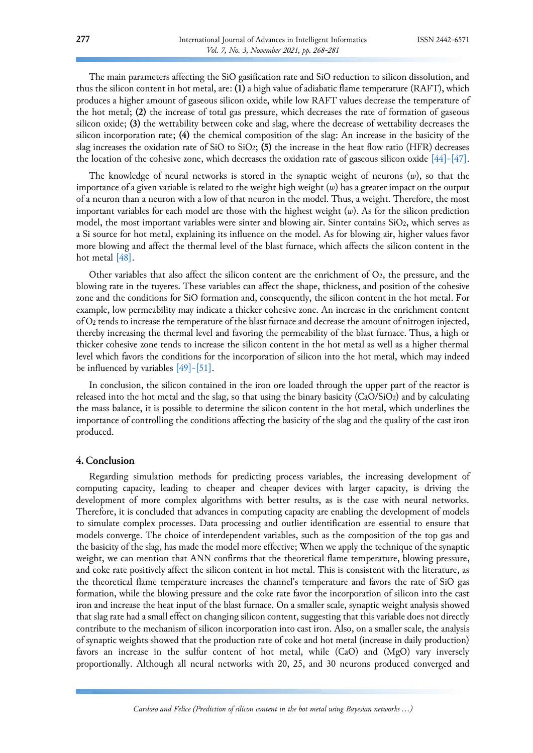The main parameters affecting the SiO gasification rate and SiO reduction to silicon dissolution, and thus the silicon content in hot metal, are: **(1)** a high value of adiabatic flame temperature (RAFT), which produces a higher amount of gaseous silicon oxide, while low RAFT values decrease the temperature of the hot metal; **(2)** the increase of total gas pressure, which decreases the rate of formation of gaseous silicon oxide; **(3)** the wettability between coke and slag, where the decrease of wettability decreases the silicon incorporation rate; **(4)** the chemical composition of the slag: An increase in the basicity of the slag increases the oxidation rate of SiO to $SiO_2$; **(5)** the increase in the heat flow ratio (HFR) decreases the location of the cohesive zone, which decreases the oxidation rate of gaseous silicon oxide [44]-[47].

The knowledge of neural networks is stored in the synaptic weight of neurons ($w$), so that the importance of a given variable is related to the weight high weight ($w$) has a greater impact on the output of a neuron than a neuron with a low of that neuron in the model. Thus, a weight. Therefore, the most important variables for each model are those with the highest weight ($w$). As for the silicon prediction model, the most important variables were sinter and blowing air. Sinter contains $SiO_2$, which serves as a Si source for hot metal, explaining its influence on the model. As for blowing air, higher values favor more blowing and affect the thermal level of the blast furnace, which affects the silicon content in the hot metal [48].

Other variables that also affect the silicon content are the enrichment of $O_2$, the pressure, and the blowing rate in the tuyeres. These variables can affect the shape, thickness, and position of the cohesive zone and the conditions for SiO formation and, consequently, the silicon content in the hot metal. For example, low permeability may indicate a thicker cohesive zone. An increase in the enrichment content of $O_2$ tends to increase the temperature of the blast furnace and decrease the amount of nitrogen injected, thereby increasing the thermal level and favoring the permeability of the blast furnace. Thus, a high or thicker cohesive zone tends to increase the silicon content in the hot metal as well as a higher thermal level which favors the conditions for the incorporation of silicon into the hot metal, which may indeed be influenced by variables [49]-[51].

In conclusion, the silicon contained in the iron ore loaded through the upper part of the reactor is released into the hot metal and the slag, so that using the binary basicity ($CaO/SiO_2$) and by calculating the mass balance, it is possible to determine the silicon content in the hot metal, which underlines the importance of controlling the conditions affecting the basicity of the slag and the quality of the cast iron produced.

## 4. Conclusion

Regarding simulation methods for predicting process variables, the increasing development of computing capacity, leading to cheaper and cheaper devices with larger capacity, is driving the development of more complex algorithms with better results, as is the case with neural networks. Therefore, it is concluded that advances in computing capacity are enabling the development of models to simulate complex processes. Data processing and outlier identification are essential to ensure that models converge. The choice of interdependent variables, such as the composition of the top gas and the basicity of the slag, has made the model more effective; When we apply the technique of the synaptic weight, we can mention that ANN confirms that the theoretical flame temperature, blowing pressure, and coke rate positively affect the silicon content in hot metal. This is consistent with the literature, as the theoretical flame temperature increases the channel's temperature and favors the rate of SiO gas formation, while the blowing pressure and the coke rate favor the incorporation of silicon into the cast iron and increase the heat input of the blast furnace. On a smaller scale, synaptic weight analysis showed that slag rate had a small effect on changing silicon content, suggesting that this variable does not directly contribute to the mechanism of silicon incorporation into cast iron. Also, on a smaller scale, the analysis of synaptic weights showed that the production rate of coke and hot metal (increase in daily production) favors an increase in the sulfur content of hot metal, while (CaO) and (MgO) vary inversely proportionally. Although all neural networks with 20, 25, and 30 neurons produced converged and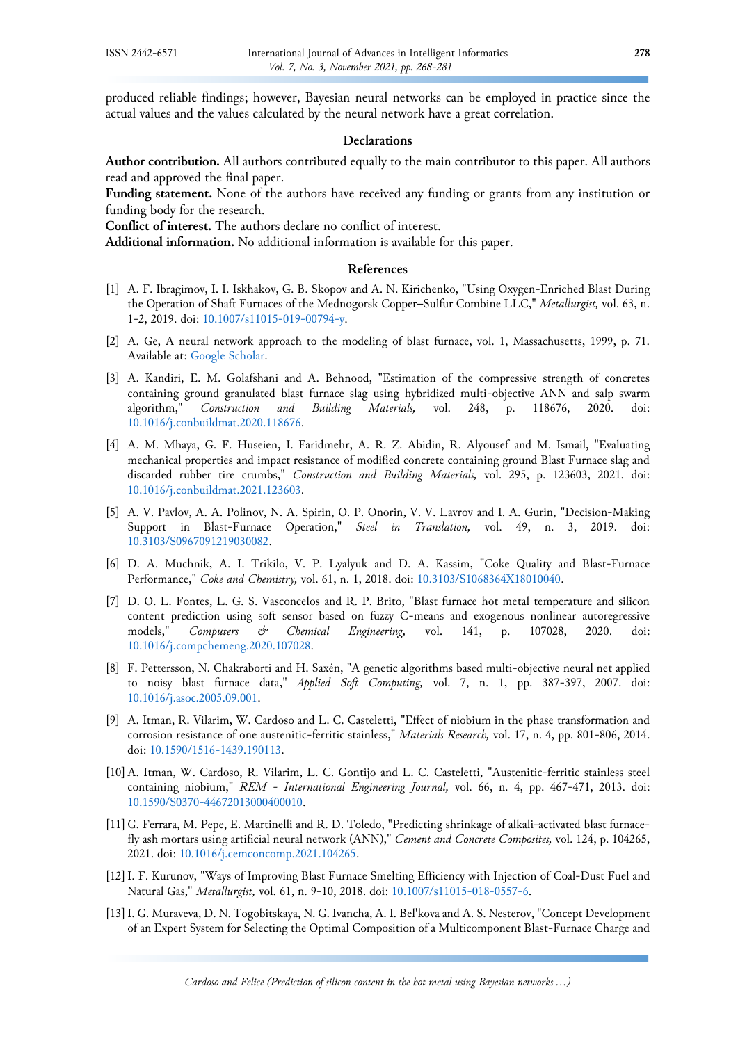produced reliable findings; however, Bayesian neural networks can be employed in practice since the actual values and the values calculated by the neural network have a great correlation.

## Declarations

**Author contribution.** All authors contributed equally to the main contributor to this paper. All authors read and approved the final paper.

**Funding statement.** None of the authors have received any funding or grants from any institution or funding body for the research.

**Conflict of interest.** The authors declare no conflict of interest.

**Additional information.** No additional information is available for this paper.

## References

[1] A. F. Ibragimov, I. I. Iskhakov, G. B. Skopov and A. N. Kirichenko, "Using Oxygen-Enriched Blast During the Operation of Shaft Furnaces of the Mednogorsk Copper–Sulfur Combine LLC," *Metallurgist,* vol. 63, n. 1-2, 2019. doi: 10.1007/s11015-019-00794-y.

[2] A. Ge, A neural network approach to the modeling of blast furnace, vol. 1, Massachusetts, 1999, p. 71. Available at: Google Scholar.

[3] A. Kandiri, E. M. Golafshani and A. Behnood, "Estimation of the compressive strength of concretes containing ground granulated blast furnace slag using hybridized multi-objective ANN and salp swarm algorithm," *Construction and Building Materials,* vol. 248, p. 118676, 2020. doi: 10.1016/j.conbuildmat.2020.118676.

[4] A. M. Mhaya, G. F. Huseien, I. Faridmehr, A. R. Z. Abidin, R. Alyousef and M. Ismail, "Evaluating mechanical properties and impact resistance of modified concrete containing ground Blast Furnace slag and discarded rubber tire crumbs," *Construction and Building Materials,* vol. 295, p. 123603, 2021. doi: 10.1016/j.conbuildmat.2021.123603.

[5] A. V. Pavlov, A. A. Polinov, N. A. Spirin, O. P. Onorin, V. V. Lavrov and I. A. Gurin, "Decision-Making Support in Blast-Furnace Operation," *Steel in Translation,* vol. 49, n. 3, 2019. doi: 10.3103/S0967091219030082.

[6] D. A. Muchnik, A. I. Trikilo, V. P. Lyalyuk and D. A. Kassim, "Coke Quality and Blast-Furnace Performance," *Coke and Chemistry,* vol. 61, n. 1, 2018. doi: 10.3103/S1068364X18010040.

[7] D. O. L. Fontes, L. G. S. Vasconcelos and R. P. Brito, "Blast furnace hot metal temperature and silicon content prediction using soft sensor based on fuzzy C-means and exogenous nonlinear autoregressive models," *Computers & Chemical Engineering,* vol. 141, p. 107028, 2020. doi: 10.1016/j.compchemeng.2020.107028.

[8] F. Pettersson, N. Chakraborti and H. Saxén, "A genetic algorithms based multi-objective neural net applied to noisy blast furnace data," *Applied Soft Computing,* vol. 7, n. 1, pp. 387-397, 2007. doi: 10.1016/j.asoc.2005.09.001.

[9] A. Itman, R. Vilarim, W. Cardoso and L. C. Casteletti, "Effect of niobium in the phase transformation and corrosion resistance of one austenitic-ferritic stainless," *Materials Research,* vol. 17, n. 4, pp. 801-806, 2014. doi: 10.1590/1516-1439.190113.

[10] A. Itman, W. Cardoso, R. Vilarim, L. C. Gontijo and L. C. Casteletti, "Austenitic-ferritic stainless steel containing niobium," *REM - International Engineering Journal,* vol. 66, n. 4, pp. 467-471, 2013. doi: 10.1590/S0370-44672013000400010.

[11] G. Ferrara, M. Pepe, E. Martinelli and R. D. Toledo, "Predicting shrinkage of alkali-activated blast furnace-fly ash mortars using artificial neural network (ANN)," *Cement and Concrete Composites,* vol. 124, p. 104265, 2021. doi: 10.1016/j.cemconcomp.2021.104265.

[12] I. F. Kurunov, "Ways of Improving Blast Furnace Smelting Efficiency with Injection of Coal-Dust Fuel and Natural Gas," *Metallurgist,* vol. 61, n. 9-10, 2018. doi: 10.1007/s11015-018-0557-6.

[13] I. G. Muraveva, D. N. Togobitskaya, N. G. Ivancha, A. I. Bel'kova and A. S. Nesterov, "Concept Development of an Expert System for Selecting the Optimal Composition of a Multicomponent Blast-Furnace Charge and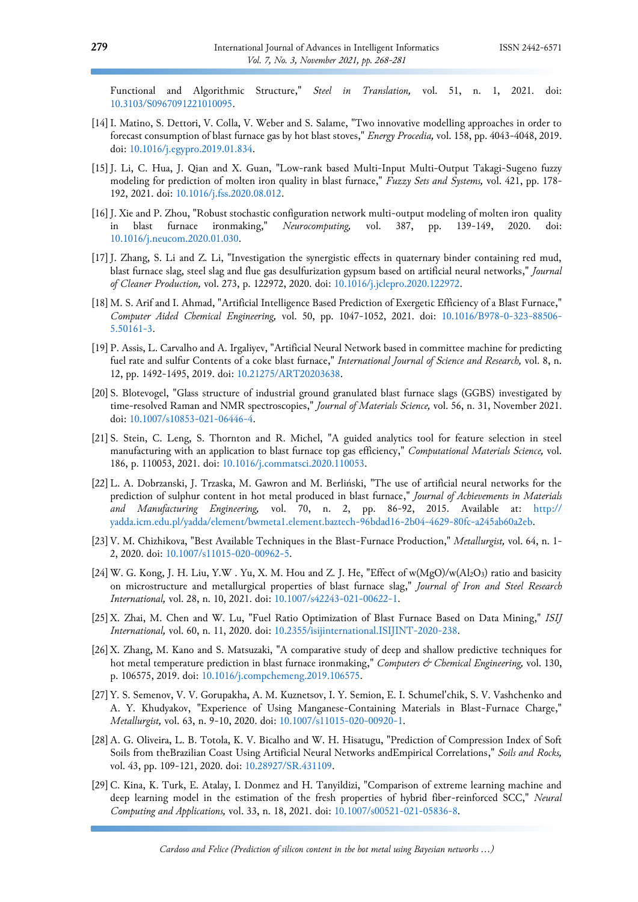Functional and Algorithmic Structure," *Steel in Translation,* vol. 51, n. 1, 2021. doi: 10.3103/S0967091221010095.

[14] I. Matino, S. Dettori, V. Colla, V. Weber and S. Salame, "Two innovative modelling approaches in order to forecast consumption of blast furnace gas by hot blast stoves," *Energy Procedia,* vol. 158, pp. 4043-4048, 2019. doi: 10.1016/j.egypro.2019.01.834.

[15] J. Li, C. Hua, J. Qian and X. Guan, "Low-rank based Multi-Input Multi-Output Takagi-Sugeno fuzzy modeling for prediction of molten iron quality in blast furnace," *Fuzzy Sets and Systems,* vol. 421, pp. 178-192, 2021. doi: 10.1016/j.fss.2020.08.012.

[16] J. Xie and P. Zhou, "Robust stochastic configuration network multi-output modeling of molten iron quality in blast furnace ironmaking," *Neurocomputing,* vol. 387, pp. 139-149, 2020. doi: 10.1016/j.neucom.2020.01.030.

[17] J. Zhang, S. Li and Z. Li, "Investigation the synergistic effects in quaternary binder containing red mud, blast furnace slag, steel slag and flue gas desulfurization gypsum based on artificial neural networks," *Journal of Cleaner Production,* vol. 273, p. 122972, 2020. doi: 10.1016/j.jclepro.2020.122972.

[18] M. S. Arif and I. Ahmad, "Artificial Intelligence Based Prediction of Exergetic Efficiency of a Blast Furnace," *Computer Aided Chemical Engineering,* vol. 50, pp. 1047-1052, 2021. doi: 10.1016/B978-0-323-88506-5.50161-3.

[19] P. Assis, L. Carvalho and A. Irgaliyev, "Artificial Neural Network based in committee machine for predicting fuel rate and sulfur Contents of a coke blast furnace," *International Journal of Science and Research,* vol. 8, n. 12, pp. 1492-1495, 2019. doi: 10.21275/ART20203638.

[20] S. Blotevogel, "Glass structure of industrial ground granulated blast furnace slags (GGBS) investigated by time-resolved Raman and NMR spectroscopies," *Journal of Materials Science,* vol. 56, n. 31, November 2021. doi: 10.1007/s10853-021-06446-4.

[21] S. Stein, C. Leng, S. Thornton and R. Michel, "A guided analytics tool for feature selection in steel manufacturing with an application to blast furnace top gas efficiency," *Computational Materials Science,* vol. 186, p. 110053, 2021. doi: 10.1016/j.commatsci.2020.110053.

[22] L. A. Dobrzanski, J. Trzaska, M. Gawron and M. Berliński, "The use of artificial neural networks for the prediction of sulphur content in hot metal produced in blast furnace," *Journal of Achievements in Materials and Manufacturing Engineering,* vol. 70, n. 2, pp. 86-92, 2015. Available at: http://yadda.icm.edu.pl/yadda/element/bwmeta1.element.baztech-96bdad16-2b04-4629-80fc-a245ab60a2eb.

[23] V. M. Chizhikova, "Best Available Techniques in the Blast-Furnace Production," *Metallurgist,* vol. 64, n. 1-2, 2020. doi: 10.1007/s11015-020-00962-5.

[24] W. G. Kong, J. H. Liu, Y.W . Yu, X. M. Hou and Z. J. He, "Effect of w(MgO)/w($Al_2O_3$) ratio and basicity on microstructure and metallurgical properties of blast furnace slag," *Journal of Iron and Steel Research International,* vol. 28, n. 10, 2021. doi: 10.1007/s42243-021-00622-1.

[25] X. Zhai, M. Chen and W. Lu, "Fuel Ratio Optimization of Blast Furnace Based on Data Mining," *ISIJ International,* vol. 60, n. 11, 2020. doi: 10.2355/isijinternational.ISIJINT-2020-238.

[26] X. Zhang, M. Kano and S. Matsuzaki, "A comparative study of deep and shallow predictive techniques for hot metal temperature prediction in blast furnace ironmaking," *Computers & Chemical Engineering,* vol. 130, p. 106575, 2019. doi: 10.1016/j.compchemeng.2019.106575.

[27] Y. S. Semenov, V. V. Gorupakha, A. M. Kuznetsov, I. Y. Semion, E. I. Schumel'chik, S. V. Vashchenko and A. Y. Khudyakov, "Experience of Using Manganese-Containing Materials in Blast-Furnace Charge," *Metallurgist,* vol. 63, n. 9-10, 2020. doi: 10.1007/s11015-020-00920-1.

[28] A. G. Oliveira, L. B. Totola, K. V. Bicalho and W. H. Hisatugu, "Prediction of Compression Index of Soft Soils from theBrazilian Coast Using Artificial Neural Networks andEmpirical Correlations," *Soils and Rocks,* vol. 43, pp. 109-121, 2020. doi: 10.28927/SR.431109.

[29] C. Kina, K. Turk, E. Atalay, I. Donmez and H. Tanyildizi, "Comparison of extreme learning machine and deep learning model in the estimation of the fresh properties of hybrid fiber-reinforced SCC," *Neural Computing and Applications,* vol. 33, n. 18, 2021. doi: 10.1007/s00521-021-05836-8.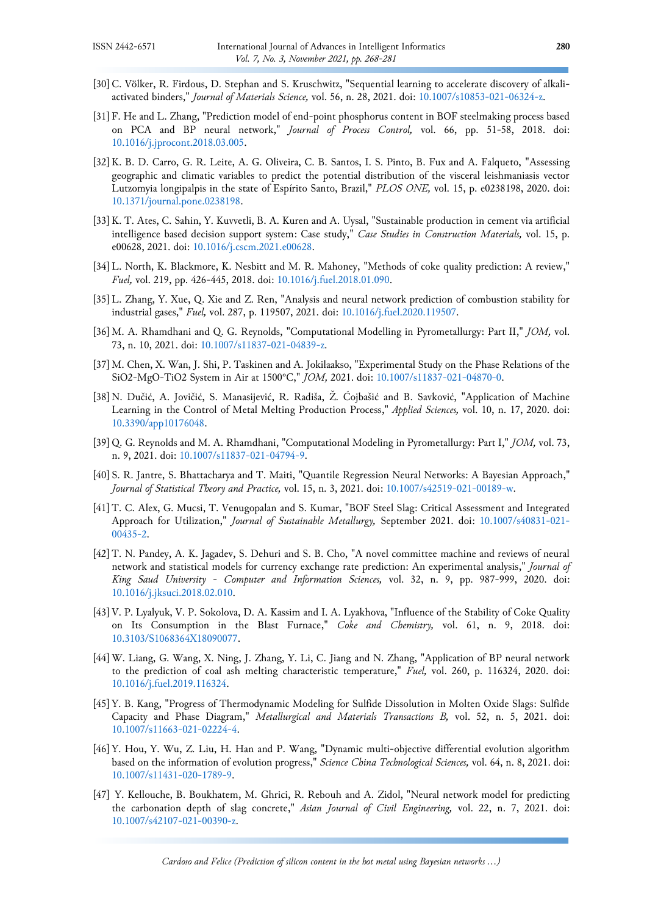[30] C. Völker, R. Firdous, D. Stephan and S. Kruschwitz, "Sequential learning to accelerate discovery of alkali-activated binders," *Journal of Materials Science,* vol. 56, n. 28, 2021. doi: 10.1007/s10853-021-06324-z.

[31] F. He and L. Zhang, "Prediction model of end-point phosphorus content in BOF steelmaking process based on PCA and BP neural network," *Journal of Process Control,* vol. 66, pp. 51-58, 2018. doi: 10.1016/j.jprocont.2018.03.005.

[32] K. B. D. Carro, G. R. Leite, A. G. Oliveira, C. B. Santos, I. S. Pinto, B. Fux and A. Falqueto, "Assessing geographic and climatic variables to predict the potential distribution of the visceral leishmaniasis vector Lutzomyia longipalpis in the state of Espírito Santo, Brazil," *PLOS ONE,* vol. 15, p. e0238198, 2020. doi: 10.1371/journal.pone.0238198.

[33] K. T. Ates, C. Sahin, Y. Kuvvetli, B. A. Kuren and A. Uysal, "Sustainable production in cement via artificial intelligence based decision support system: Case study," *Case Studies in Construction Materials,* vol. 15, p. e00628, 2021. doi: 10.1016/j.cscm.2021.e00628.

[34] L. North, K. Blackmore, K. Nesbitt and M. R. Mahoney, "Methods of coke quality prediction: A review," *Fuel,* vol. 219, pp. 426-445, 2018. doi: 10.1016/j.fuel.2018.01.090.

[35] L. Zhang, Y. Xue, Q. Xie and Z. Ren, "Analysis and neural network prediction of combustion stability for industrial gases," *Fuel,* vol. 287, p. 119507, 2021. doi: 10.1016/j.fuel.2020.119507.

[36] M. A. Rhamdhani and Q. G. Reynolds, "Computational Modelling in Pyrometallurgy: Part II," *JOM,* vol. 73, n. 10, 2021. doi: 10.1007/s11837-021-04839-z.

[37] M. Chen, X. Wan, J. Shi, P. Taskinen and A. Jokilaakso, "Experimental Study on the Phase Relations of the SiO2-MgO-TiO2 System in Air at 1500°C," *JOM,* 2021. doi: 10.1007/s11837-021-04870-0.

[38] N. Dučić, A. Jovičić, S. Manasijević, R. Radiša, Ž. Ćojbašić and B. Savković, "Application of Machine Learning in the Control of Metal Melting Production Process," *Applied Sciences,* vol. 10, n. 17, 2020. doi: 10.3390/app10176048.

[39] Q. G. Reynolds and M. A. Rhamdhani, "Computational Modeling in Pyrometallurgy: Part I," *JOM,* vol. 73, n. 9, 2021. doi: 10.1007/s11837-021-04794-9.

[40] S. R. Jantre, S. Bhattacharya and T. Maiti, "Quantile Regression Neural Networks: A Bayesian Approach," *Journal of Statistical Theory and Practice,* vol. 15, n. 3, 2021. doi: 10.1007/s42519-021-00189-w.

[41] T. C. Alex, G. Mucsi, T. Venugopalan and S. Kumar, "BOF Steel Slag: Critical Assessment and Integrated Approach for Utilization," *Journal of Sustainable Metallurgy,* September 2021. doi: 10.1007/s40831-021-00435-2.

[42] T. N. Pandey, A. K. Jagadev, S. Dehuri and S. B. Cho, "A novel committee machine and reviews of neural network and statistical models for currency exchange rate prediction: An experimental analysis," *Journal of King Saud University - Computer and Information Sciences,* vol. 32, n. 9, pp. 987-999, 2020. doi: 10.1016/j.jksuci.2018.02.010.

[43] V. P. Lyalyuk, V. P. Sokolova, D. A. Kassim and I. A. Lyakhova, "Influence of the Stability of Coke Quality on Its Consumption in the Blast Furnace," *Coke and Chemistry,* vol. 61, n. 9, 2018. doi: 10.3103/S1068364X18090077.

[44] W. Liang, G. Wang, X. Ning, J. Zhang, Y. Li, C. Jiang and N. Zhang, "Application of BP neural network to the prediction of coal ash melting characteristic temperature," *Fuel,* vol. 260, p. 116324, 2020. doi: 10.1016/j.fuel.2019.116324.

[45] Y. B. Kang, "Progress of Thermodynamic Modeling for Sulfide Dissolution in Molten Oxide Slags: Sulfide Capacity and Phase Diagram," *Metallurgical and Materials Transactions B,* vol. 52, n. 5, 2021. doi: 10.1007/s11663-021-02224-4.

[46] Y. Hou, Y. Wu, Z. Liu, H. Han and P. Wang, "Dynamic multi-objective differential evolution algorithm based on the information of evolution progress," *Science China Technological Sciences,* vol. 64, n. 8, 2021. doi: 10.1007/s11431-020-1789-9.

[47] Y. Kellouche, B. Boukhatem, M. Ghrici, R. Rebouh and A. Zidol, "Neural network model for predicting the carbonation depth of slag concrete," *Asian Journal of Civil Engineering,* vol. 22, n. 7, 2021. doi: 10.1007/s42107-021-00390-z.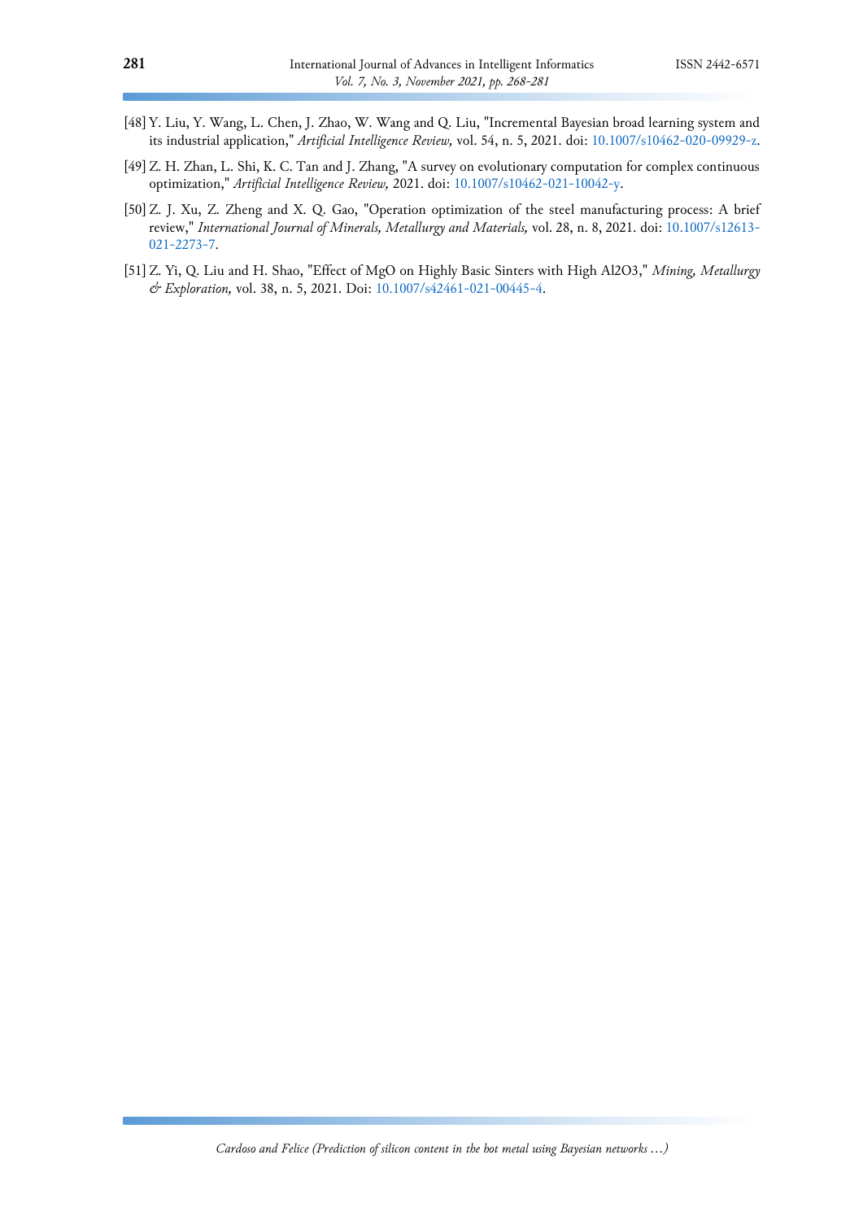[48] Y. Liu, Y. Wang, L. Chen, J. Zhao, W. Wang and Q. Liu, "Incremental Bayesian broad learning system and its industrial application," *Artificial Intelligence Review,* vol. 54, n. 5, 2021. doi: 10.1007/s10462-020-09929-z.

[49] Z. H. Zhan, L. Shi, K. C. Tan and J. Zhang, "A survey on evolutionary computation for complex continuous optimization," *Artificial Intelligence Review,* 2021. doi: 10.1007/s10462-021-10042-y.

[50] Z. J. Xu, Z. Zheng and X. Q. Gao, "Operation optimization of the steel manufacturing process: A brief review," *International Journal of Minerals, Metallurgy and Materials,* vol. 28, n. 8, 2021. doi: 10.1007/s12613-021-2273-7.

[51] Z. Yi, Q. Liu and H. Shao, "Effect of MgO on Highly Basic Sinters with High Al2O3," *Mining, Metallurgy & Exploration,* vol. 38, n. 5, 2021. Doi: 10.1007/s42461-021-00445-4.